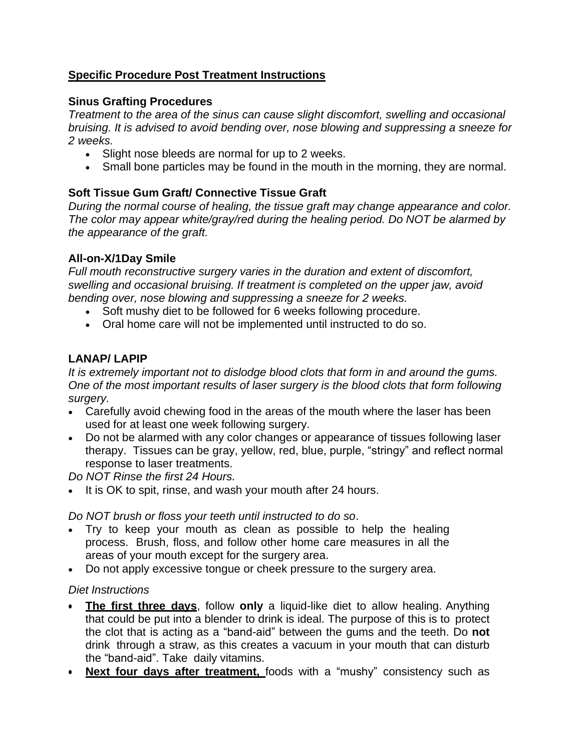## **Specific Procedure Post Treatment Instructions**

### Sinus Grafting Procedures

*Treatment to the area of the sinus can cause slight discomfort, swelling and occasional bruising. It is advised to avoid bending over, nose blowing and suppressing a sneeze for 2 weeks.*

- Slight nose bleeds are normal for up to 2 weeks.
- Small bone particles may be found in the mouth in the morning, they are normal.

### Soft Tissue Gum Graft/ Connective Tissue Graft

*During the normal course of healing, the tissue graft may change appearance and color. The color may appear white/gray/red during the healing period. Do NOT be alarmed by the appearance of the graft.*

### All-on-X/1Day Smile

*Full mouth reconstructive surgery varies in the duration and extent of discomfort, swelling and occasional bruising. If treatment is completed on the upper jaw, avoid bending over, nose blowing and suppressing a sneeze for 2 weeks.*

- Soft mushy diet to be followed for 6 weeks following procedure.
- Oral home care will not be implemented until instructed to do so.

### LANAP/ LAPIP

*It is extremely important not to dislodge blood clots that form in and around the gums. One of the most important results of laser surgery is the blood clots that form following surgery.*

- Carefully avoid chewing food in the areas of the mouth where the laser has been used for at least one week following surgery.
- Do not be alarmed with any color changes or appearance of tissues following laser therapy. Tissues can be gray, yellow, red, blue, purple, "stringy" and reflect normal response to laser treatments.

*Do NOT Rinse the first 24 Hours.*

- It is OK to spit, rinse, and wash your mouth after 24 hours.

*Do NOT brush or floss your teeth until instructed to do so*.

- Try to keep your mouth as clean as possible to help the healing process. Brush, floss, and follow other home care measures in all the areas of your mouth except for the surgery area.
- Do not apply excessive tongue or cheek pressure to the surgery area.

*Diet Instructions*

- **<u>The first three days</u>**, follow **only** a liquid-like diet to allow healing. Anything that could be put into a blender to drink is ideal. The purpose of this is to protect the clot that is acting as a "band-aid" between the gums and the teeth. Do **not** drink through a straw, as this creates a vacuum in your mouth that can disturb the "band-aid". Take daily vitamins.
- **<u>Next four days after treatment,</u>** foods with a "mushy" consistency such as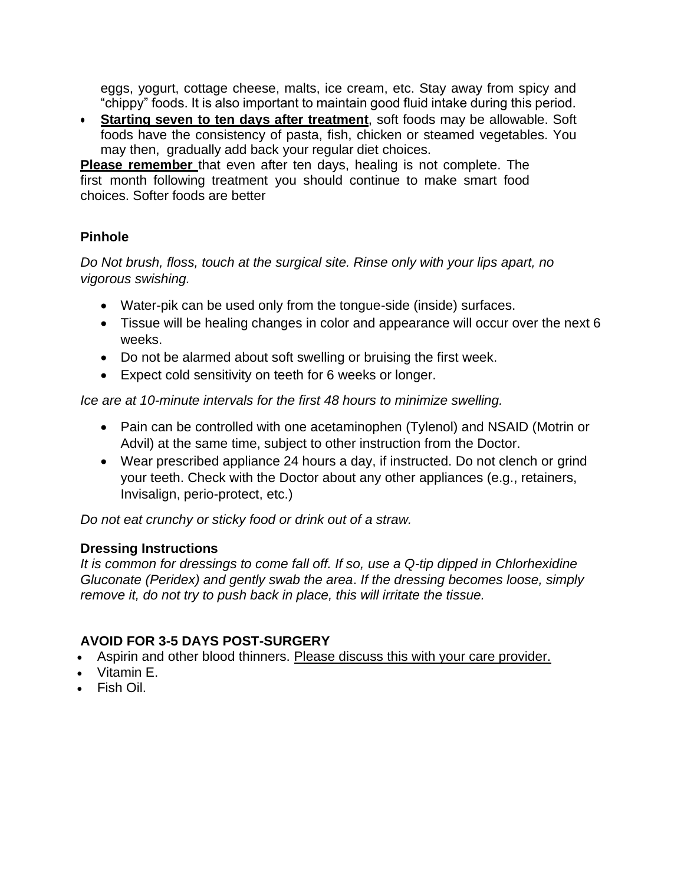eggs, yogurt, cottage cheese, malts, ice cream, etc. Stay away from spicy and "chippy" foods. It is also important to maintain good fluid intake during this period.

- **Starting seven to ten days after treatment**, soft foods may be allowable. Soft foods have the consistency of pasta, fish, chicken or steamed vegetables. You may then, gradually add back your regular diet choices.

**Please remember** that even after ten days, healing is not complete. The first month following treatment you should continue to make smart food choices. Softer foods are better

### Pinhole

*Do Not brush, floss, touch at the surgical site. Rinse only with your lips apart, no vigorous swishing.*

- Water-pik can be used only from the tongue-side (inside) surfaces.
- Tissue will be healing changes in color and appearance will occur over the next 6 weeks.
- Do not be alarmed about soft swelling or bruising the first week.
- Expect cold sensitivity on teeth for 6 weeks or longer.

*Ice are at 10-minute intervals for the first 48 hours to minimize swelling.*

- Pain can be controlled with one acetaminophen (Tylenol) and NSAID (Motrin or Advil) at the same time, subject to other instruction from the Doctor.
- Wear prescribed appliance 24 hours a day, if instructed. Do not clench or grind your teeth. Check with the Doctor about any other appliances (e.g., retainers, Invisalign, perio-protect, etc.)

*Do not eat crunchy or sticky food or drink out of a straw.*

### Dressing Instructions

*It is common for dressings to come fall off. If so, use a Q-tip dipped in Chlorhexidine Gluconate (Peridex) and gently swab the area. If the dressing becomes loose, simply remove it, do not try to push back in place, this will irritate the tissue.*

### AVOID FOR 3-5 DAYS POST-SURGERY

- Aspirin and other blood thinners. Please discuss this with your care provider.
- Vitamin E.
- Fish Oil.